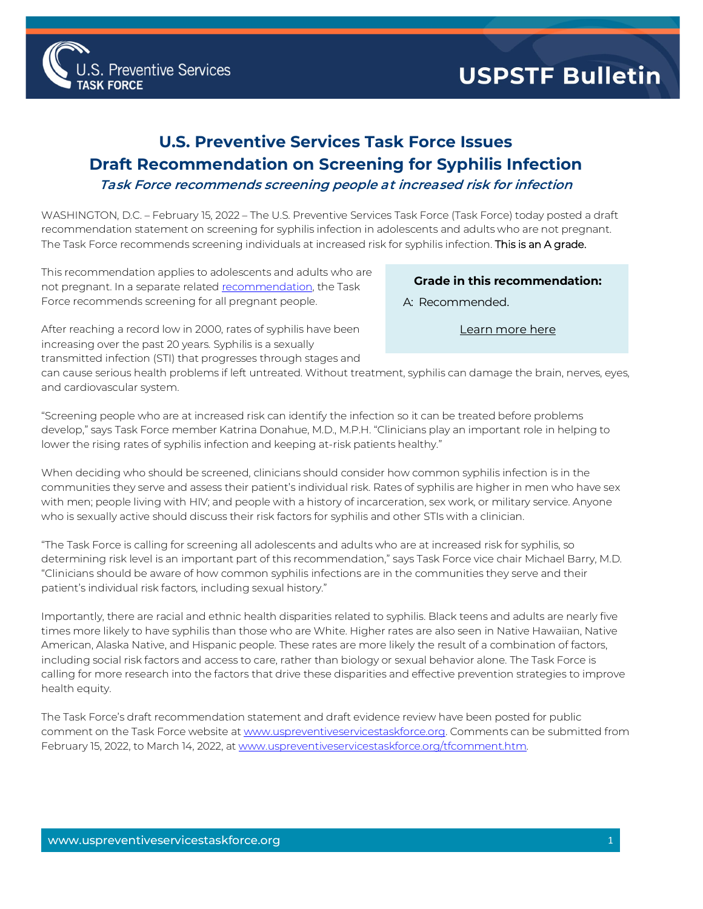U.S. Preventive Services TASK FORCE

**USPSTF Bulletin**

# U.S. Preventive Services Task Force Issues Draft Recommendation on Screening for Syphilis Infection

***Task Force recommends screening people at increased risk for infection***

WASHINGTON, D.C. – February 15, 2022 – The U.S. Preventive Services Task Force (Task Force) today posted a draft recommendation statement on screening for syphilis infection in adolescents and adults who are not pregnant. The Task Force recommends screening individuals at increased risk for syphilis infection. This is an A grade.

This recommendation applies to adolescents and adults who are not pregnant. In a separate related recommendation, the Task Force recommends screening for all pregnant people.

**Grade in this recommendation:**

A: Recommended.

Learn more here

After reaching a record low in 2000, rates of syphilis have been increasing over the past 20 years. Syphilis is a sexually transmitted infection (STI) that progresses through stages and can cause serious health problems if left untreated. Without treatment, syphilis can damage the brain, nerves, eyes, and cardiovascular system.

"Screening people who are at increased risk can identify the infection so it can be treated before problems develop," says Task Force member Katrina Donahue, M.D., M.P.H. "Clinicians play an important role in helping to lower the rising rates of syphilis infection and keeping at-risk patients healthy."

When deciding who should be screened, clinicians should consider how common syphilis infection is in the communities they serve and assess their patient's individual risk. Rates of syphilis are higher in men who have sex with men; people living with HIV; and people with a history of incarceration, sex work, or military service. Anyone who is sexually active should discuss their risk factors for syphilis and other STIs with a clinician.

"The Task Force is calling for screening all adolescents and adults who are at increased risk for syphilis, so determining risk level is an important part of this recommendation," says Task Force vice chair Michael Barry, M.D. "Clinicians should be aware of how common syphilis infections are in the communities they serve and their patient's individual risk factors, including sexual history."

Importantly, there are racial and ethnic health disparities related to syphilis. Black teens and adults are nearly five times more likely to have syphilis than those who are White. Higher rates are also seen in Native Hawaiian, Native American, Alaska Native, and Hispanic people. These rates are more likely the result of a combination of factors, including social risk factors and access to care, rather than biology or sexual behavior alone. The Task Force is calling for more research into the factors that drive these disparities and effective prevention strategies to improve health equity.

The Task Force's draft recommendation statement and draft evidence review have been posted for public comment on the Task Force website at www.uspreventiveservicestaskforce.org. Comments can be submitted from February 15, 2022, to March 14, 2022, at www.uspreventiveservicestaskforce.org/tfcomment.htm.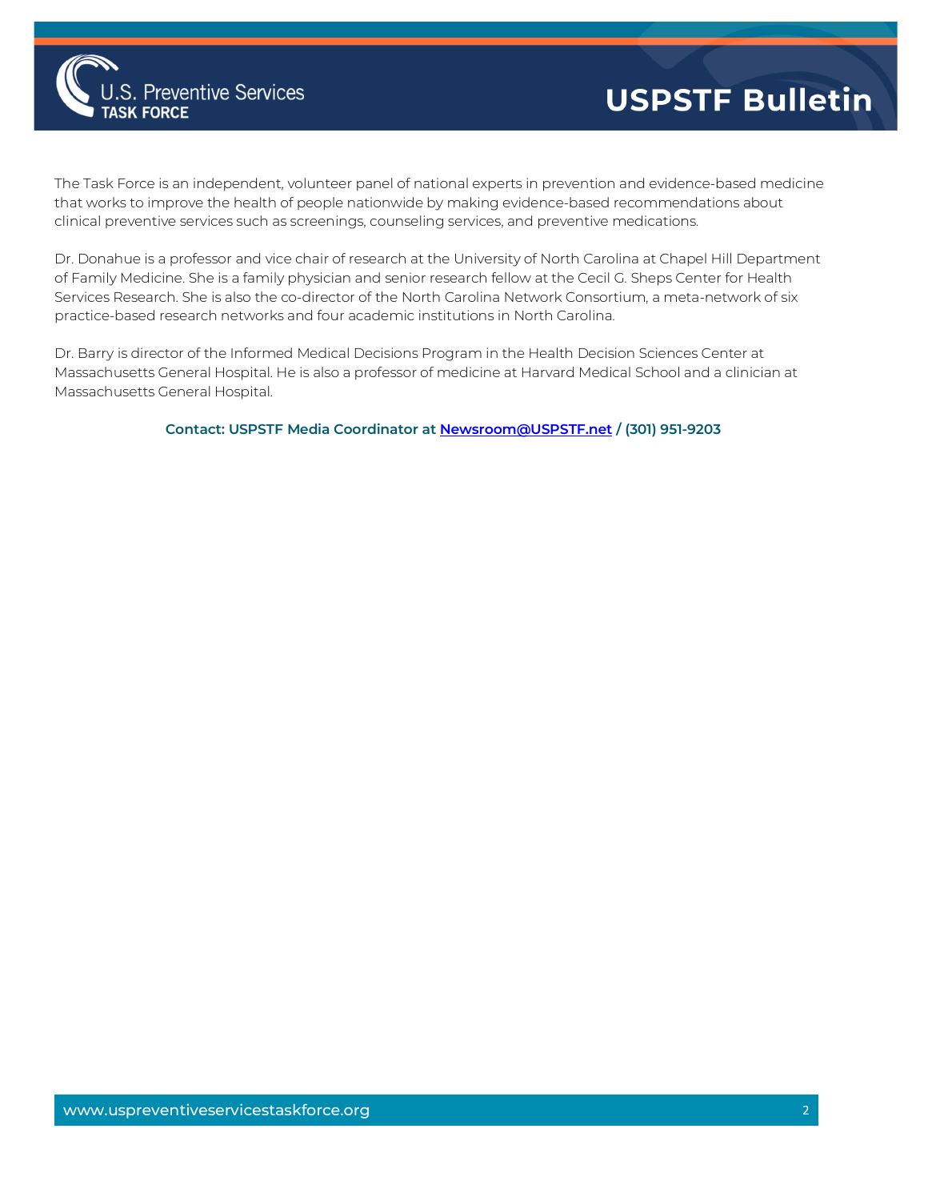The Task Force is an independent, volunteer panel of national experts in prevention and evidence-based medicine that works to improve the health of people nationwide by making evidence-based recommendations about clinical preventive services such as screenings, counseling services, and preventive medications.

Dr. Donahue is a professor and vice chair of research at the University of North Carolina at Chapel Hill Department of Family Medicine. She is a family physician and senior research fellow at the Cecil G. Sheps Center for Health Services Research. She is also the co-director of the North Carolina Network Consortium, a meta-network of six practice-based research networks and four academic institutions in North Carolina.

Dr. Barry is director of the Informed Medical Decisions Program in the Health Decision Sciences Center at Massachusetts General Hospital. He is also a professor of medicine at Harvard Medical School and a clinician at Massachusetts General Hospital.

**Contact: USPSTF Media Coordinator at [Newsroom@USPSTF.net](mailto:Newsroom@USPSTF.net) / (301) 951-9203**